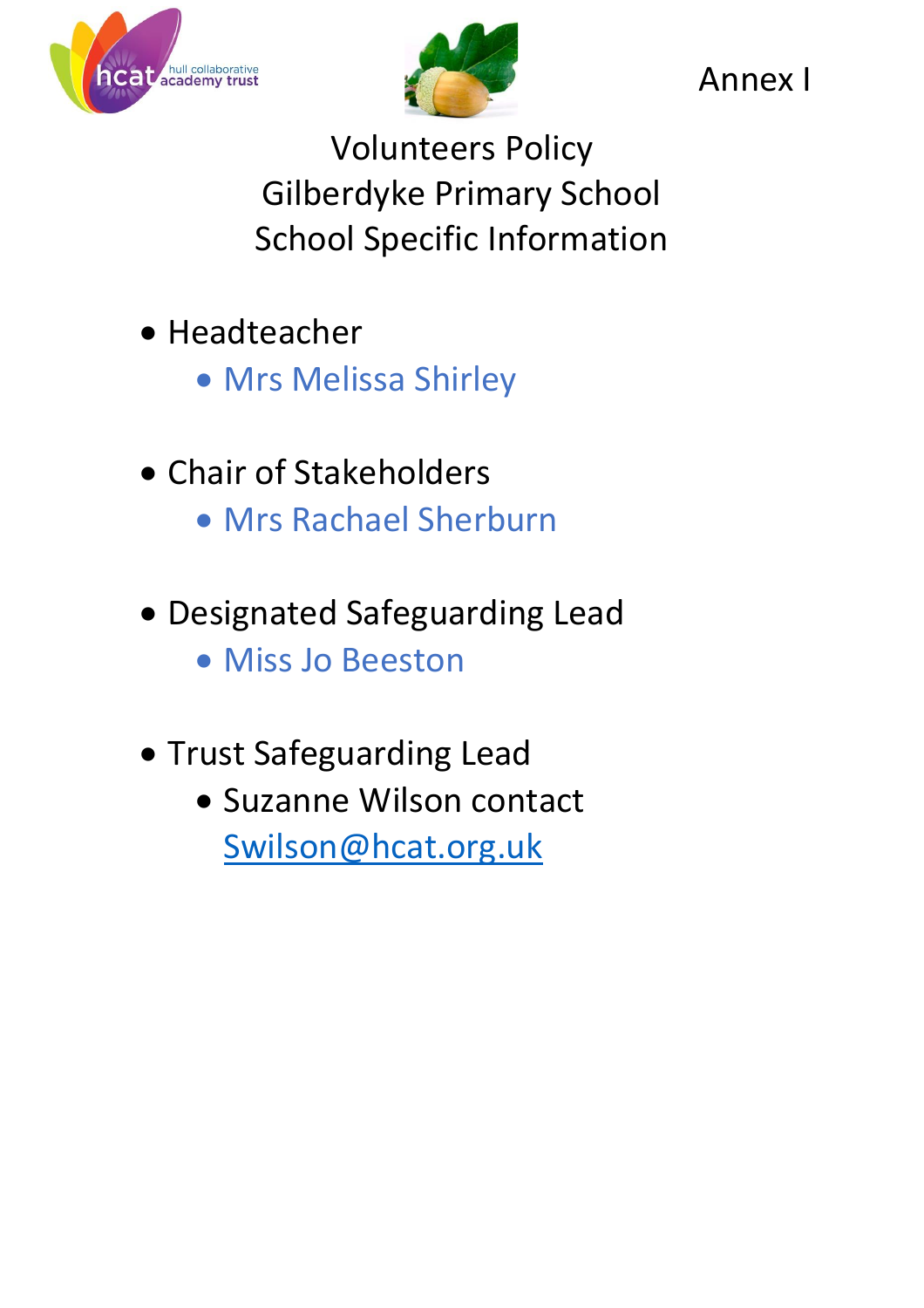Annex I

# Volunteers Policy
# Gilberdyke Primary School
# School Specific Information

- Headteacher
    - Mrs Melissa Shirley

- Chair of Stakeholders
    - Mrs Rachael Sherburn

- Designated Safeguarding Lead
    - Miss Jo Beeston

- Trust Safeguarding Lead
    - Suzanne Wilson contact Swilson@hcat.org.uk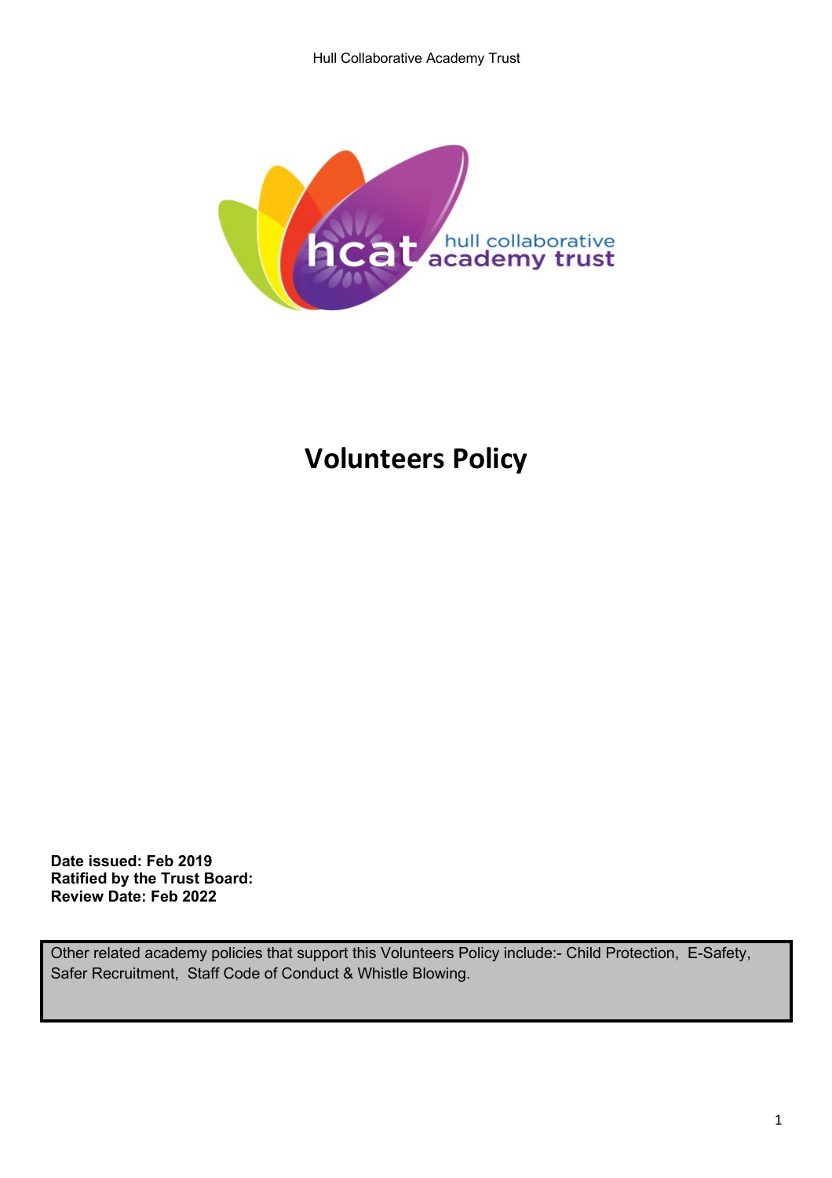# Volunteers Policy

**Date issued: Feb 2019**
**Ratified by the Trust Board:**
**Review Date: Feb 2022**

Other related academy policies that support this Volunteers Policy include:- Child Protection, E-Safety, Safer Recruitment, Staff Code of Conduct & Whistle Blowing.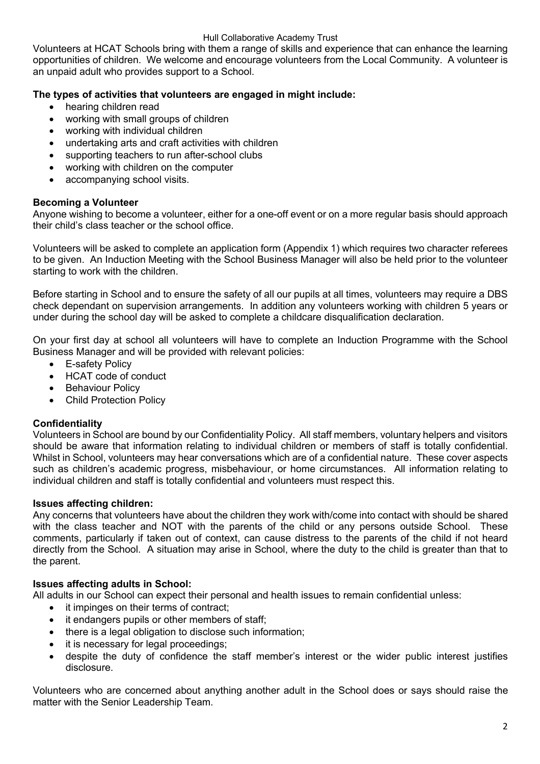Volunteers at HCAT Schools bring with them a range of skills and experience that can enhance the learning opportunities of children. We welcome and encourage volunteers from the Local Community. A volunteer is an unpaid adult who provides support to a School.

**The types of activities that volunteers are engaged in might include:**

- hearing children read
- working with small groups of children
- working with individual children
- undertaking arts and craft activities with children
- supporting teachers to run after-school clubs
- working with children on the computer
- accompanying school visits.

**Becoming a Volunteer**

Anyone wishing to become a volunteer, either for a one-off event or on a more regular basis should approach their child's class teacher or the school office.

Volunteers will be asked to complete an application form (Appendix 1) which requires two character referees to be given. An Induction Meeting with the School Business Manager will also be held prior to the volunteer starting to work with the children.

Before starting in School and to ensure the safety of all our pupils at all times, volunteers may require a DBS check dependant on supervision arrangements. In addition any volunteers working with children 5 years or under during the school day will be asked to complete a childcare disqualification declaration.

On your first day at school all volunteers will have to complete an Induction Programme with the School Business Manager and will be provided with relevant policies:

- E-safety Policy
- HCAT code of conduct
- Behaviour Policy
- Child Protection Policy

**Confidentiality**

Volunteers in School are bound by our Confidentiality Policy. All staff members, voluntary helpers and visitors should be aware that information relating to individual children or members of staff is totally confidential. Whilst in School, volunteers may hear conversations which are of a confidential nature. These cover aspects such as children's academic progress, misbehaviour, or home circumstances. All information relating to individual children and staff is totally confidential and volunteers must respect this.

**Issues affecting children:**

Any concerns that volunteers have about the children they work with/come into contact with should be shared with the class teacher and NOT with the parents of the child or any persons outside School. These comments, particularly if taken out of context, can cause distress to the parents of the child if not heard directly from the School. A situation may arise in School, where the duty to the child is greater than that to the parent.

**Issues affecting adults in School:**

All adults in our School can expect their personal and health issues to remain confidential unless:

- it impinges on their terms of contract;
- it endangers pupils or other members of staff;
- there is a legal obligation to disclose such information;
- it is necessary for legal proceedings;
- despite the duty of confidence the staff member's interest or the wider public interest justifies disclosure.

Volunteers who are concerned about anything another adult in the School does or says should raise the matter with the Senior Leadership Team.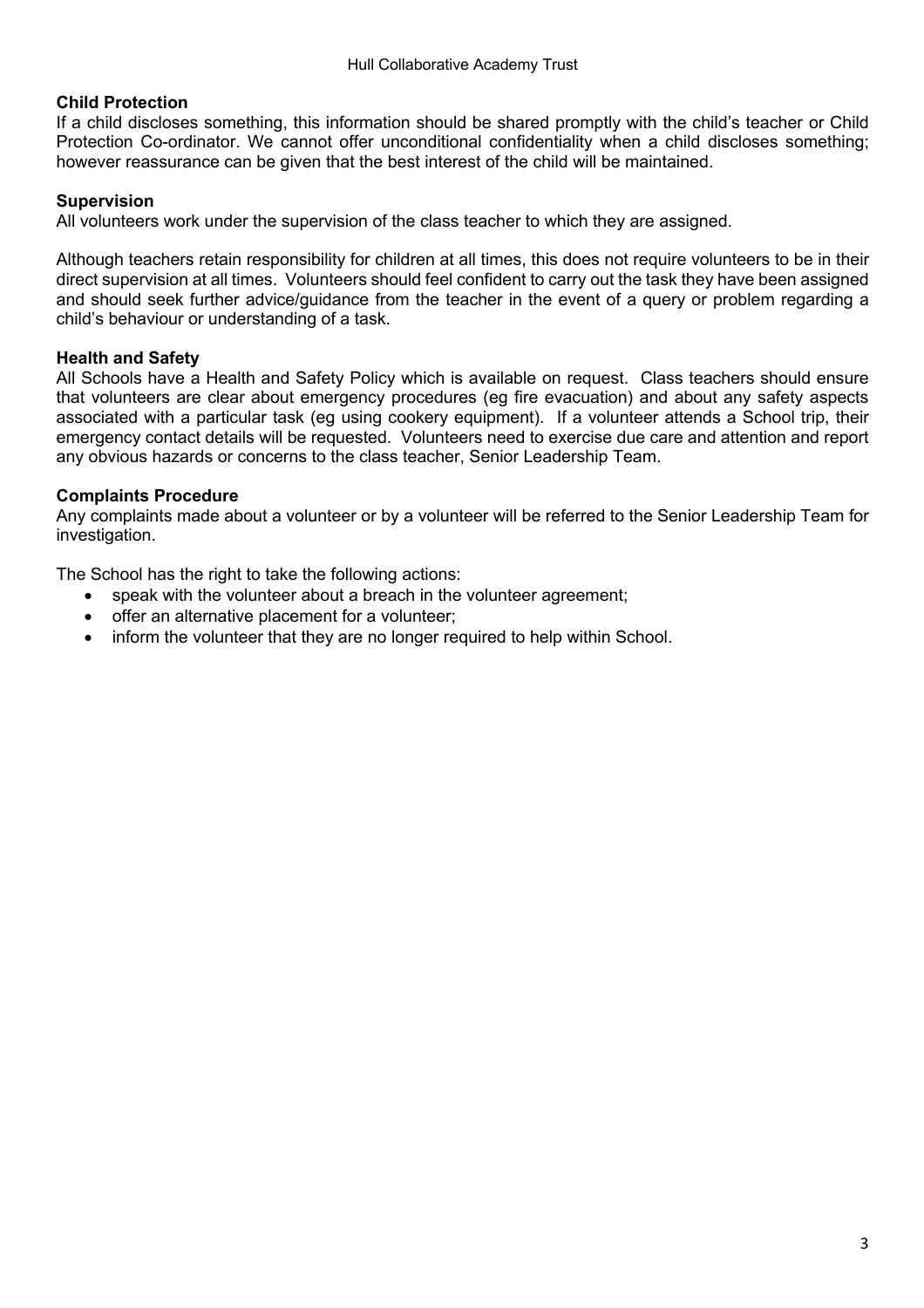## Child Protection

If a child discloses something, this information should be shared promptly with the child's teacher or Child Protection Co-ordinator. We cannot offer unconditional confidentiality when a child discloses something; however reassurance can be given that the best interest of the child will be maintained.

## Supervision

All volunteers work under the supervision of the class teacher to which they are assigned.

Although teachers retain responsibility for children at all times, this does not require volunteers to be in their direct supervision at all times. Volunteers should feel confident to carry out the task they have been assigned and should seek further advice/guidance from the teacher in the event of a query or problem regarding a child's behaviour or understanding of a task.

## Health and Safety

All Schools have a Health and Safety Policy which is available on request. Class teachers should ensure that volunteers are clear about emergency procedures (eg fire evacuation) and about any safety aspects associated with a particular task (eg using cookery equipment). If a volunteer attends a School trip, their emergency contact details will be requested. Volunteers need to exercise due care and attention and report any obvious hazards or concerns to the class teacher, Senior Leadership Team.

## Complaints Procedure

Any complaints made about a volunteer or by a volunteer will be referred to the Senior Leadership Team for investigation.

The School has the right to take the following actions:

- speak with the volunteer about a breach in the volunteer agreement;
- offer an alternative placement for a volunteer;
- inform the volunteer that they are no longer required to help within School.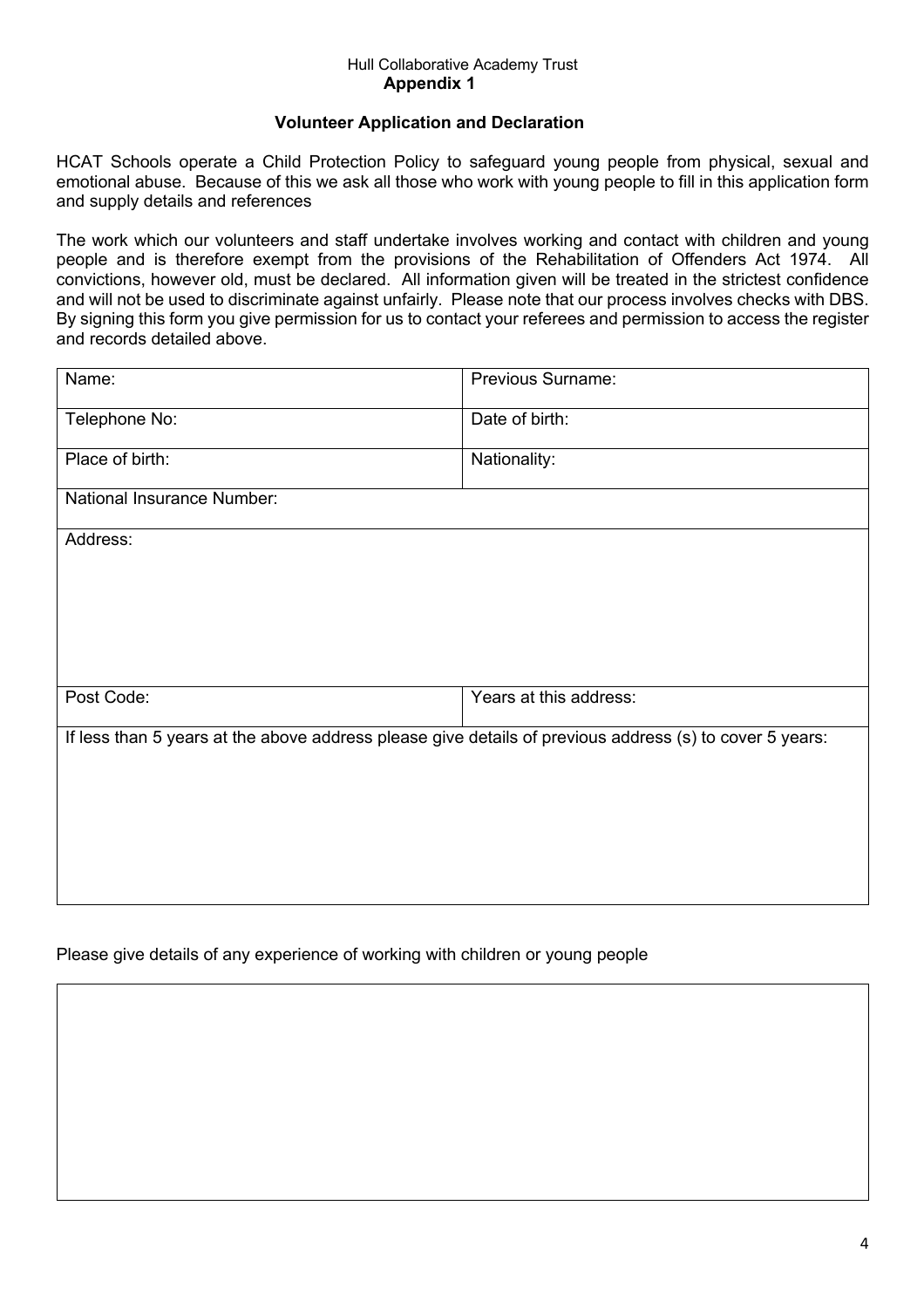Hull Collaborative Academy Trust

**Appendix 1**

## Volunteer Application and Declaration

HCAT Schools operate a Child Protection Policy to safeguard young people from physical, sexual and emotional abuse. Because of this we ask all those who work with young people to fill in this application form and supply details and references

The work which our volunteers and staff undertake involves working and contact with children and young people and is therefore exempt from the provisions of the Rehabilitation of Offenders Act 1974. All convictions, however old, must be declared. All information given will be treated in the strictest confidence and will not be used to discriminate against unfairly. Please note that our process involves checks with DBS. By signing this form you give permission for us to contact your referees and permission to access the register and records detailed above.

| Name: | Previous Surname: |
|---|---|
| Telephone No: | Date of birth: |
| Place of birth: | Nationality: |
| National Insurance Number: | |
| Address: | |
| Post Code: | Years at this address: |
| If less than 5 years at the above address please give details of previous address (s) to cover 5 years: | |

Please give details of any experience of working with children or young people

| |
|---|
| |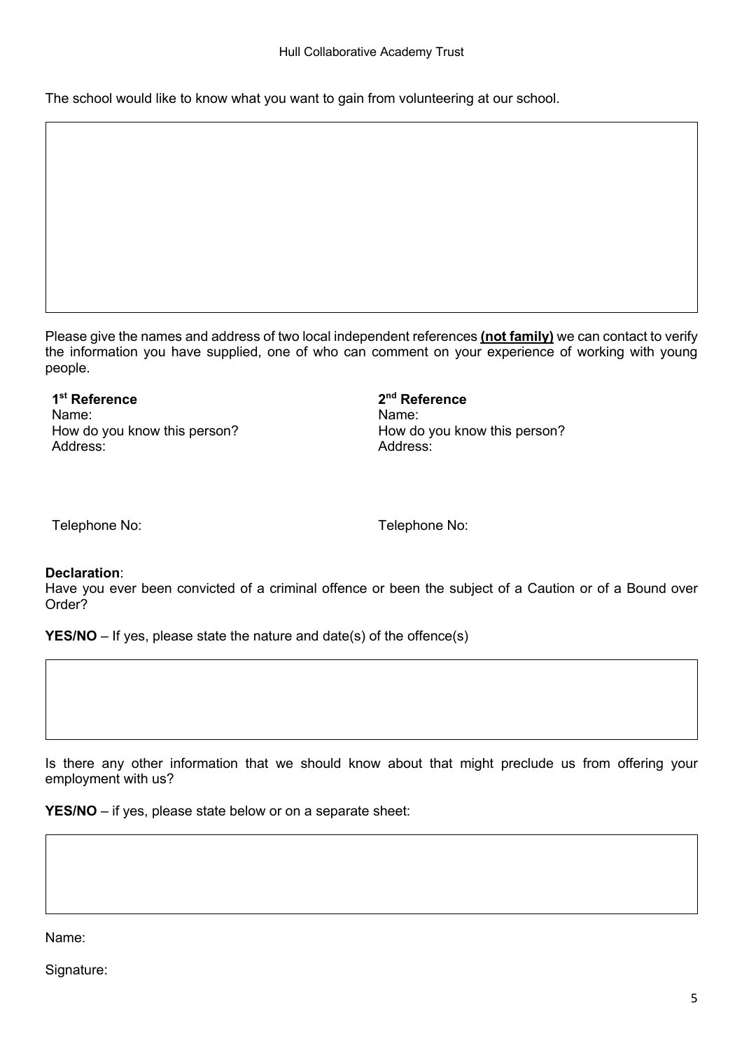The school would like to know what you want to gain from volunteering at our school.

Please give the names and address of two local independent references **(not family)** we can contact to verify the information you have supplied, one of who can comment on your experience of working with young people.

**1st Reference**
Name:
How do you know this person?
Address:

Telephone No:

**2nd Reference**
Name:
How do you know this person?
Address:

Telephone No:

**Declaration**:
Have you ever been convicted of a criminal offence or been the subject of a Caution or of a Bound over Order?

**YES/NO** – If yes, please state the nature and date(s) of the offence(s)

Is there any other information that we should know about that might preclude us from offering your employment with us?

**YES/NO** – if yes, please state below or on a separate sheet:

Name:

Signature: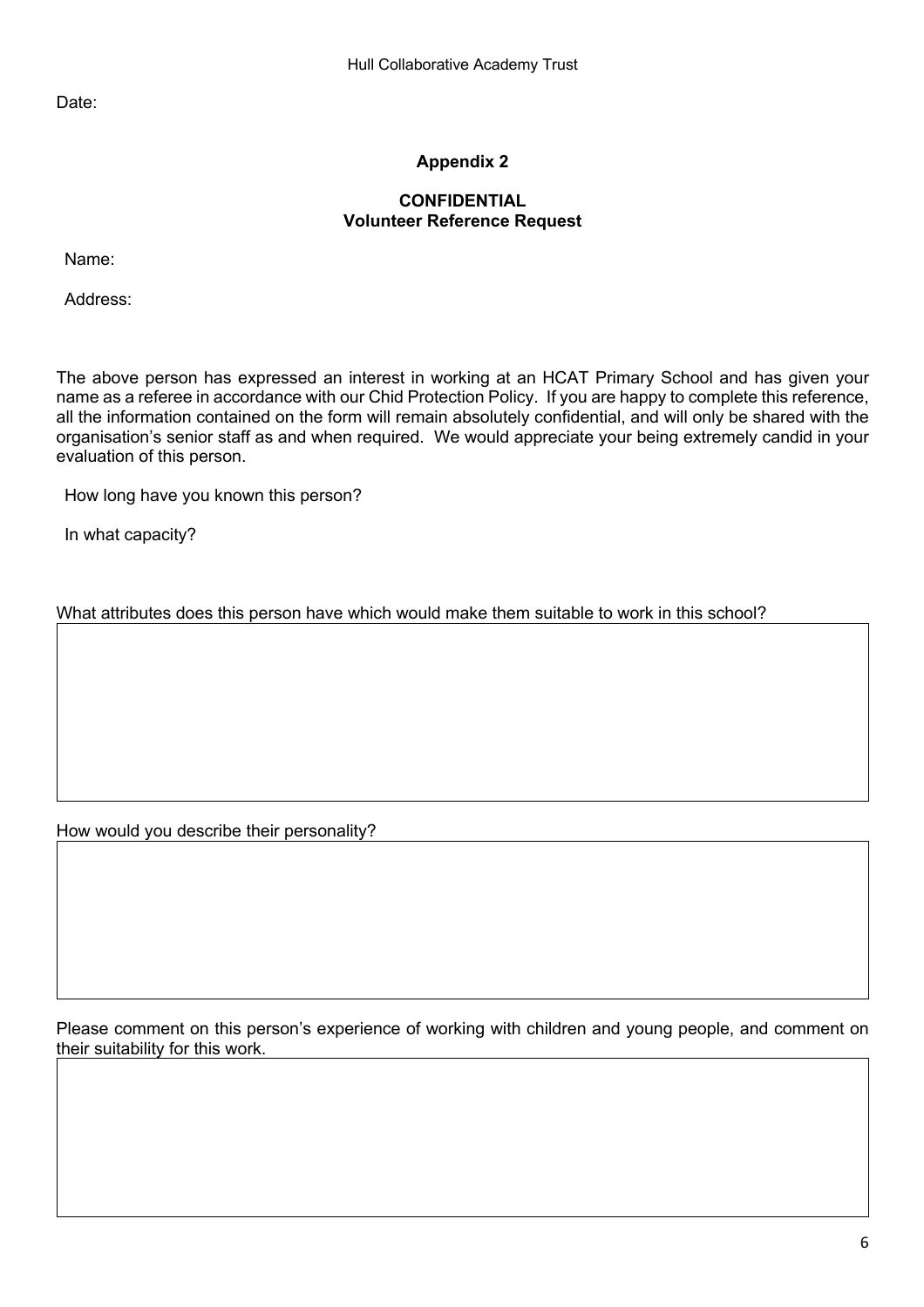Date:

## Appendix 2

## CONFIDENTIAL
## Volunteer Reference Request

Name:

Address:

The above person has expressed an interest in working at an HCAT Primary School and has given your name as a referee in accordance with our Chid Protection Policy. If you are happy to complete this reference, all the information contained on the form will remain absolutely confidential, and will only be shared with the organisation's senior staff as and when required. We would appreciate your being extremely candid in your evaluation of this person.

How long have you known this person?

In what capacity?

What attributes does this person have which would make them suitable to work in this school?

|   |
|---|
|   |

How would you describe their personality?

|   |
|---|
|   |

Please comment on this person's experience of working with children and young people, and comment on their suitability for this work.

|   |
|---|
|   |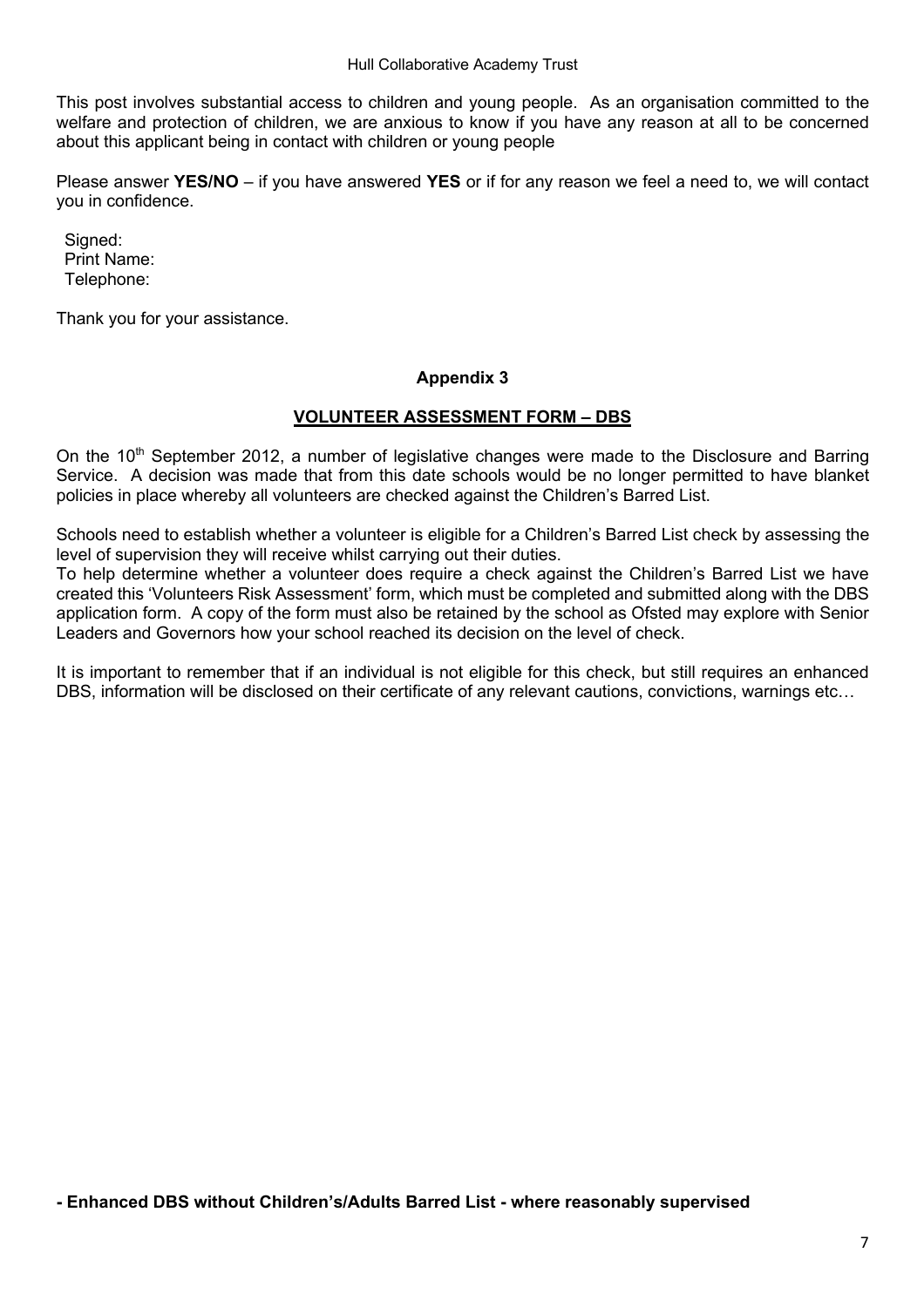This post involves substantial access to children and young people. As an organisation committed to the welfare and protection of children, we are anxious to know if you have any reason at all to be concerned about this applicant being in contact with children or young people

Please answer **YES/NO** – if you have answered **YES** or if for any reason we feel a need to, we will contact you in confidence.

Signed:
Print Name:
Telephone:

Thank you for your assistance.

## Appendix 3

## VOLUNTEER ASSESSMENT FORM – DBS

On the 10th September 2012, a number of legislative changes were made to the Disclosure and Barring Service. A decision was made that from this date schools would be no longer permitted to have blanket policies in place whereby all volunteers are checked against the Children's Barred List.

Schools need to establish whether a volunteer is eligible for a Children's Barred List check by assessing the level of supervision they will receive whilst carrying out their duties.
To help determine whether a volunteer does require a check against the Children's Barred List we have created this 'Volunteers Risk Assessment' form, which must be completed and submitted along with the DBS application form. A copy of the form must also be retained by the school as Ofsted may explore with Senior Leaders and Governors how your school reached its decision on the level of check.

It is important to remember that if an individual is not eligible for this check, but still requires an enhanced DBS, information will be disclosed on their certificate of any relevant cautions, convictions, warnings etc…

**- Enhanced DBS without Children's/Adults Barred List - where reasonably supervised**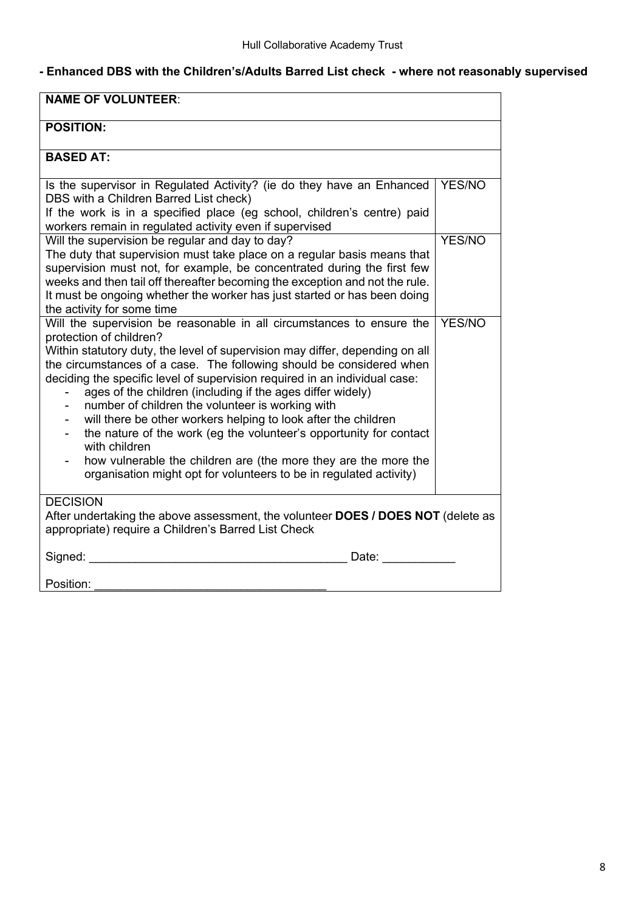## - Enhanced DBS with the Children's/Adults Barred List check - where not reasonably supervised

| | |
|---|---|
| **NAME OF VOLUNTEER**: | |
| **POSITION:** | |
| **BASED AT:** | |
| Is the supervisor in Regulated Activity? (ie do they have an Enhanced DBS with a Children Barred List check)<br>If the work is in a specified place (eg school, children's centre) paid workers remain in regulated activity even if supervised | YES/NO |
| Will the supervision be regular and day to day?<br>The duty that supervision must take place on a regular basis means that supervision must not, for example, be concentrated during the first few weeks and then tail off thereafter becoming the exception and not the rule. It must be ongoing whether the worker has just started or has been doing the activity for some time | YES/NO |
| Will the supervision be reasonable in all circumstances to ensure the protection of children?<br>Within statutory duty, the level of supervision may differ, depending on all the circumstances of a case. The following should be considered when deciding the specific level of supervision required in an individual case:<br>- ages of the children (including if the ages differ widely)<br>- number of children the volunteer is working with<br>- will there be other workers helping to look after the children<br>- the nature of the work (eg the volunteer's opportunity for contact with children<br>- how vulnerable the children are (the more they are the more the organisation might opt for volunteers to be in regulated activity) | YES/NO |
| DECISION<br>After undertaking the above assessment, the volunteer **DOES / DOES NOT** (delete as appropriate) require a Children's Barred List Check<br><br>Signed: _______________________________________ Date: ___________<br><br>Position: ___________________________________ | |